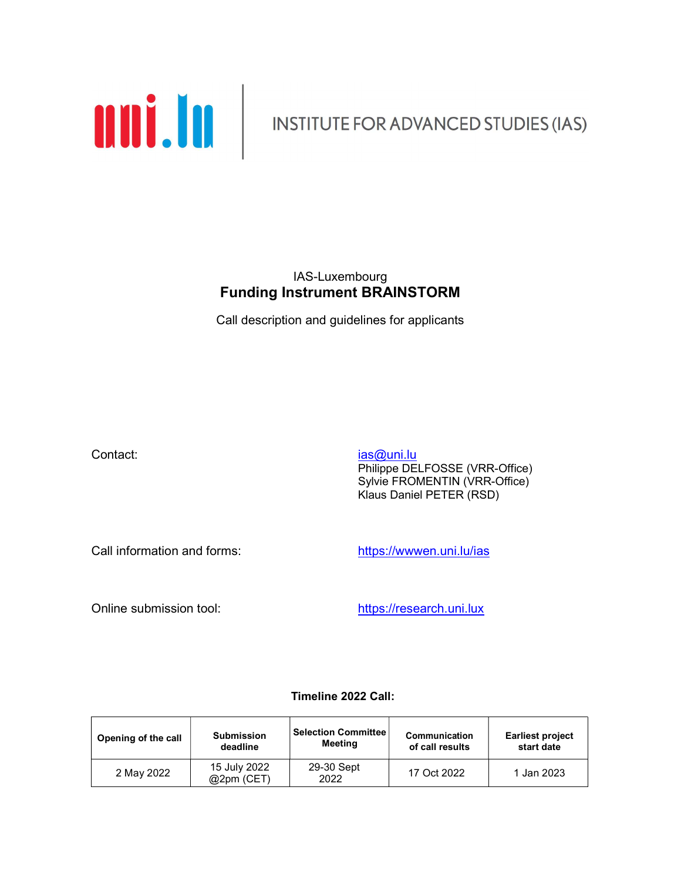uni.lu | INSTITUTE FOR ADVANCED STUDIES (IAS)

IAS-Luxembourg

# Funding Instrument BRAINSTORM

Call description and guidelines for applicants

Contact:

ias@uni.lu
Philippe DELFOSSE (VRR-Office)
Sylvie FROMENTIN (VRR-Office)
Klaus Daniel PETER (RSD)

Call information and forms: https://wwwen.uni.lu/ias

Online submission tool: https://research.uni.lux

**Timeline 2022 Call:**

| **Opening of the call** | **Submission deadline** | **Selection Committee Meeting** | **Communication of call results** | **Earliest project start date** |
|---|---|---|---|---|
| 2 May 2022 | 15 July 2022 @2pm (CET) | 29-30 Sept 2022 | 17 Oct 2022 | 1 Jan 2023 |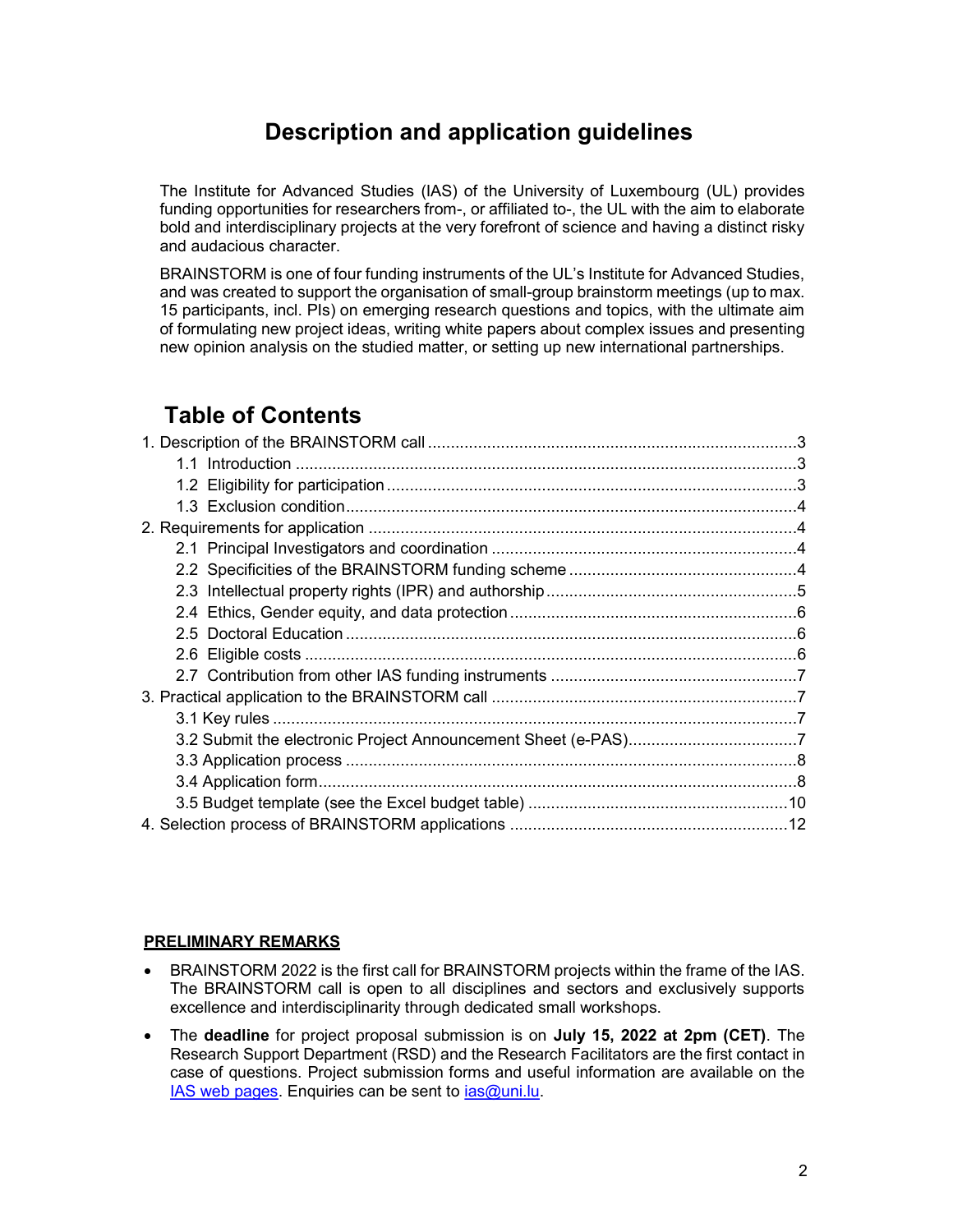# Description and application guidelines

The Institute for Advanced Studies (IAS) of the University of Luxembourg (UL) provides funding opportunities for researchers from-, or affiliated to-, the UL with the aim to elaborate bold and interdisciplinary projects at the very forefront of science and having a distinct risky and audacious character.

BRAINSTORM is one of four funding instruments of the UL's Institute for Advanced Studies, and was created to support the organisation of small-group brainstorm meetings (up to max. 15 participants, incl. PIs) on emerging research questions and topics, with the ultimate aim of formulating new project ideas, writing white papers about complex issues and presenting new opinion analysis on the studied matter, or setting up new international partnerships.

## Table of Contents

1. Description of the BRAINSTORM call ..... 3
   - 1.1 Introduction ..... 3
   - 1.2 Eligibility for participation ..... 3
   - 1.3 Exclusion condition ..... 4
2. Requirements for application ..... 4
   - 2.1 Principal Investigators and coordination ..... 4
   - 2.2 Specificities of the BRAINSTORM funding scheme ..... 4
   - 2.3 Intellectual property rights (IPR) and authorship ..... 5
   - 2.4 Ethics, Gender equity, and data protection ..... 6
   - 2.5 Doctoral Education ..... 6
   - 2.6 Eligible costs ..... 6
   - 2.7 Contribution from other IAS funding instruments ..... 7
3. Practical application to the BRAINSTORM call ..... 7
   - 3.1 Key rules ..... 7
   - 3.2 Submit the electronic Project Announcement Sheet (e-PAS) ..... 7
   - 3.3 Application process ..... 8
   - 3.4 Application form ..... 8
   - 3.5 Budget template (see the Excel budget table) ..... 10
4. Selection process of BRAINSTORM applications ..... 12

**PRELIMINARY REMARKS**

- BRAINSTORM 2022 is the first call for BRAINSTORM projects within the frame of the IAS. The BRAINSTORM call is open to all disciplines and sectors and exclusively supports excellence and interdisciplinarity through dedicated small workshops.
- The **deadline** for project proposal submission is on **July 15, 2022 at 2pm (CET)**. The Research Support Department (RSD) and the Research Facilitators are the first contact in case of questions. Project submission forms and useful information are available on the IAS web pages. Enquiries can be sent to ias@uni.lu.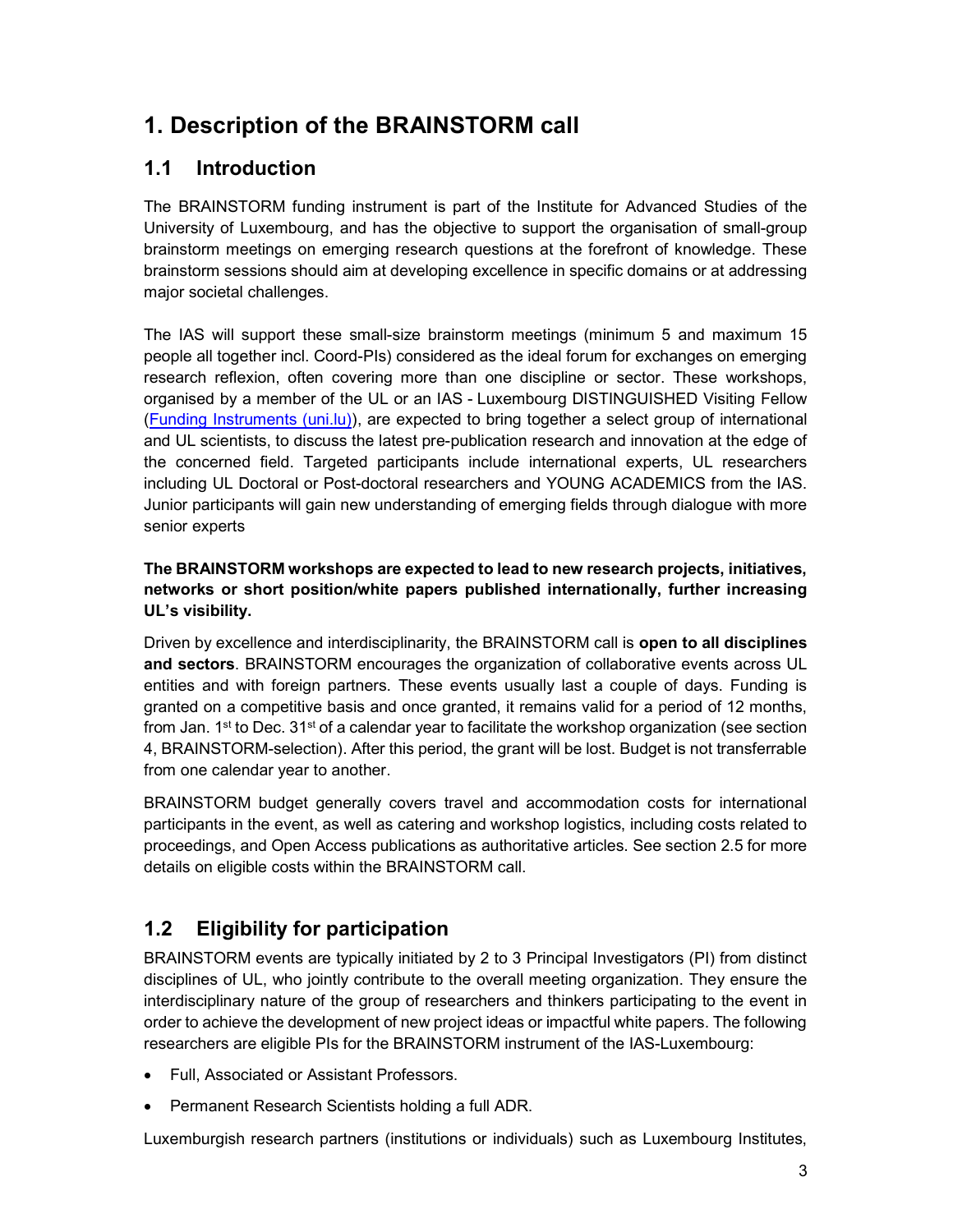# 1. Description of the BRAINSTORM call

## 1.1 Introduction

The BRAINSTORM funding instrument is part of the Institute for Advanced Studies of the University of Luxembourg, and has the objective to support the organisation of small-group brainstorm meetings on emerging research questions at the forefront of knowledge. These brainstorm sessions should aim at developing excellence in specific domains or at addressing major societal challenges.

The IAS will support these small-size brainstorm meetings (minimum 5 and maximum 15 people all together incl. Coord-PIs) considered as the ideal forum for exchanges on emerging research reflexion, often covering more than one discipline or sector. These workshops, organised by a member of the UL or an IAS - Luxembourg DISTINGUISHED Visiting Fellow ([Funding Instruments (uni.lu)]), are expected to bring together a select group of international and UL scientists, to discuss the latest pre-publication research and innovation at the edge of the concerned field. Targeted participants include international experts, UL researchers including UL Doctoral or Post-doctoral researchers and YOUNG ACADEMICS from the IAS. Junior participants will gain new understanding of emerging fields through dialogue with more senior experts

**The BRAINSTORM workshops are expected to lead to new research projects, initiatives, networks or short position/white papers published internationally, further increasing UL's visibility.**

Driven by excellence and interdisciplinarity, the BRAINSTORM call is **open to all disciplines and sectors**. BRAINSTORM encourages the organization of collaborative events across UL entities and with foreign partners. These events usually last a couple of days. Funding is granted on a competitive basis and once granted, it remains valid for a period of 12 months, from Jan. 1st to Dec. 31st of a calendar year to facilitate the workshop organization (see section 4, BRAINSTORM-selection). After this period, the grant will be lost. Budget is not transferrable from one calendar year to another.

BRAINSTORM budget generally covers travel and accommodation costs for international participants in the event, as well as catering and workshop logistics, including costs related to proceedings, and Open Access publications as authoritative articles. See section 2.5 for more details on eligible costs within the BRAINSTORM call.

## 1.2 Eligibility for participation

BRAINSTORM events are typically initiated by 2 to 3 Principal Investigators (PI) from distinct disciplines of UL, who jointly contribute to the overall meeting organization. They ensure the interdisciplinary nature of the group of researchers and thinkers participating to the event in order to achieve the development of new project ideas or impactful white papers. The following researchers are eligible PIs for the BRAINSTORM instrument of the IAS-Luxembourg:

- Full, Associated or Assistant Professors.
- Permanent Research Scientists holding a full ADR.

Luxemburgish research partners (institutions or individuals) such as Luxembourg Institutes,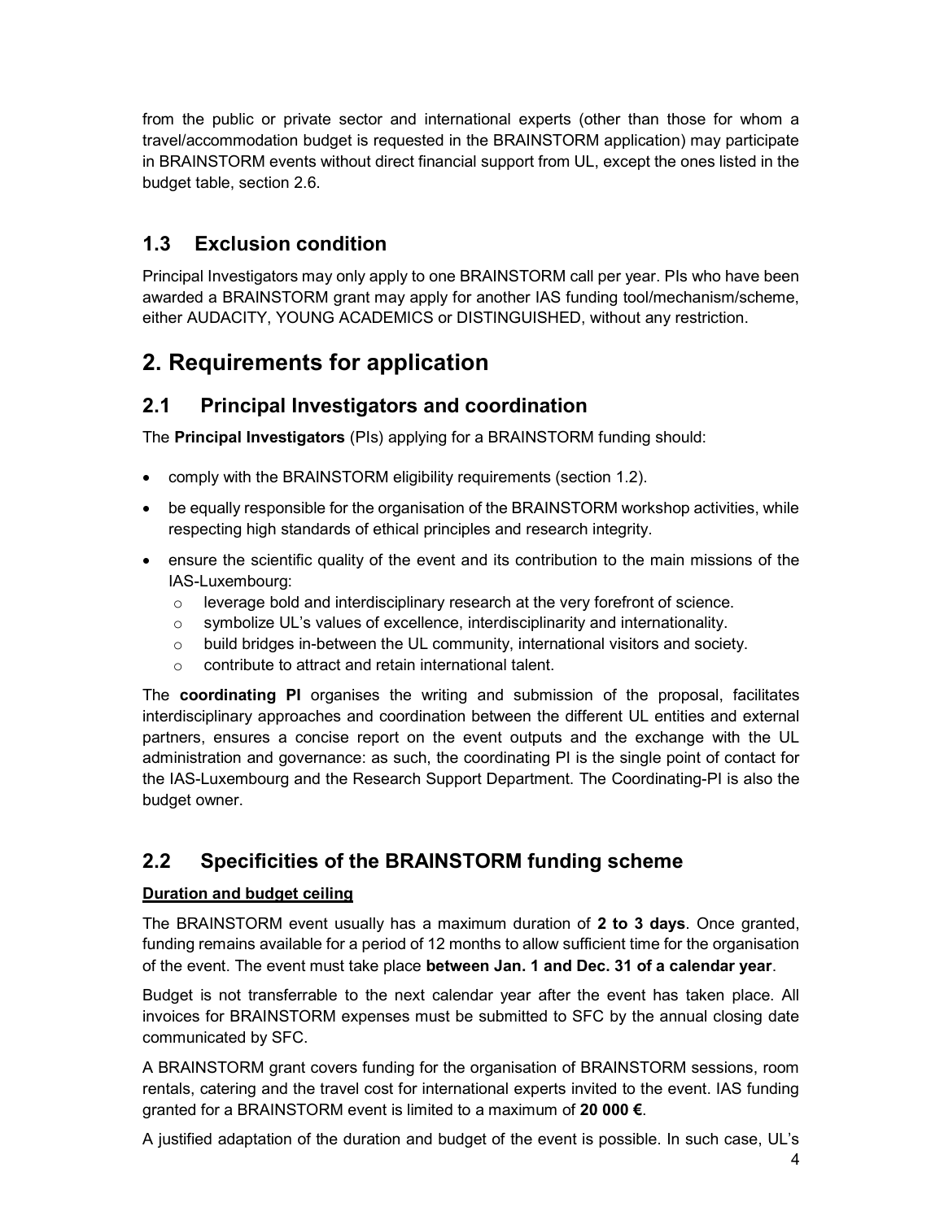from the public or private sector and international experts (other than those for whom a travel/accommodation budget is requested in the BRAINSTORM application) may participate in BRAINSTORM events without direct financial support from UL, except the ones listed in the budget table, section 2.6.

## 1.3 Exclusion condition

Principal Investigators may only apply to one BRAINSTORM call per year. PIs who have been awarded a BRAINSTORM grant may apply for another IAS funding tool/mechanism/scheme, either AUDACITY, YOUNG ACADEMICS or DISTINGUISHED, without any restriction.

# 2. Requirements for application

## 2.1 Principal Investigators and coordination

The **Principal Investigators** (PIs) applying for a BRAINSTORM funding should:

- comply with the BRAINSTORM eligibility requirements (section 1.2).
- be equally responsible for the organisation of the BRAINSTORM workshop activities, while respecting high standards of ethical principles and research integrity.
- ensure the scientific quality of the event and its contribution to the main missions of the IAS-Luxembourg:
  - leverage bold and interdisciplinary research at the very forefront of science.
  - symbolize UL's values of excellence, interdisciplinarity and internationality.
  - build bridges in-between the UL community, international visitors and society.
  - contribute to attract and retain international talent.

The **coordinating PI** organises the writing and submission of the proposal, facilitates interdisciplinary approaches and coordination between the different UL entities and external partners, ensures a concise report on the event outputs and the exchange with the UL administration and governance: as such, the coordinating PI is the single point of contact for the IAS-Luxembourg and the Research Support Department. The Coordinating-PI is also the budget owner.

## 2.2 Specificities of the BRAINSTORM funding scheme

**Duration and budget ceiling**

The BRAINSTORM event usually has a maximum duration of **2 to 3 days**. Once granted, funding remains available for a period of 12 months to allow sufficient time for the organisation of the event. The event must take place **between Jan. 1 and Dec. 31 of a calendar year**.

Budget is not transferrable to the next calendar year after the event has taken place. All invoices for BRAINSTORM expenses must be submitted to SFC by the annual closing date communicated by SFC.

A BRAINSTORM grant covers funding for the organisation of BRAINSTORM sessions, room rentals, catering and the travel cost for international experts invited to the event. IAS funding granted for a BRAINSTORM event is limited to a maximum of **20 000 €**.

A justified adaptation of the duration and budget of the event is possible. In such case, UL's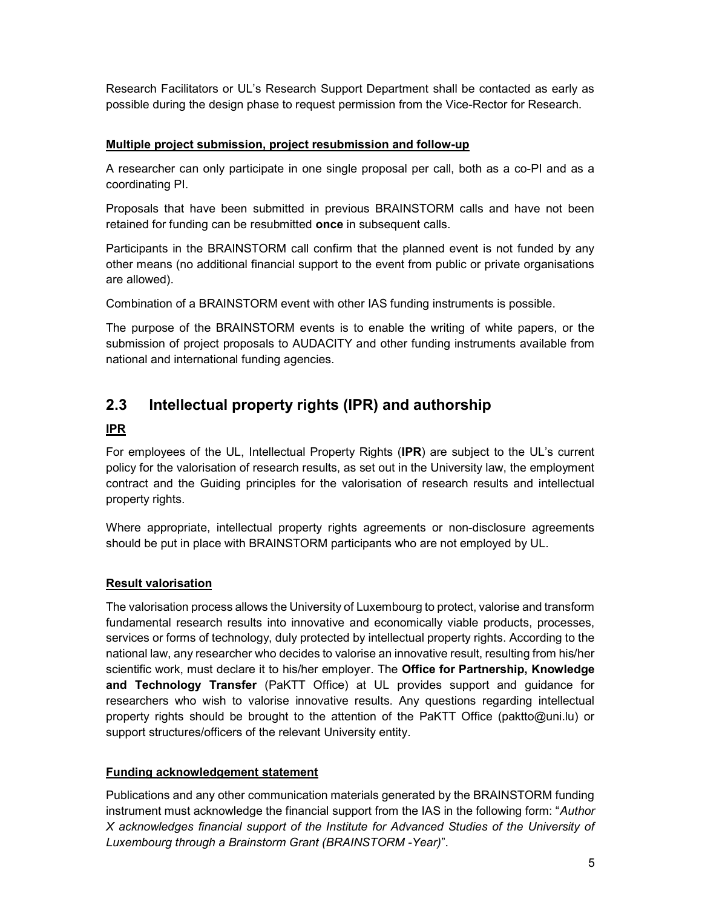Research Facilitators or UL's Research Support Department shall be contacted as early as possible during the design phase to request permission from the Vice-Rector for Research.

**Multiple project submission, project resubmission and follow-up**

A researcher can only participate in one single proposal per call, both as a co-PI and as a coordinating PI.

Proposals that have been submitted in previous BRAINSTORM calls and have not been retained for funding can be resubmitted **once** in subsequent calls.

Participants in the BRAINSTORM call confirm that the planned event is not funded by any other means (no additional financial support to the event from public or private organisations are allowed).

Combination of a BRAINSTORM event with other IAS funding instruments is possible.

The purpose of the BRAINSTORM events is to enable the writing of white papers, or the submission of project proposals to AUDACITY and other funding instruments available from national and international funding agencies.

## 2.3 Intellectual property rights (IPR) and authorship

**IPR**

For employees of the UL, Intellectual Property Rights (**IPR**) are subject to the UL's current policy for the valorisation of research results, as set out in the University law, the employment contract and the Guiding principles for the valorisation of research results and intellectual property rights.

Where appropriate, intellectual property rights agreements or non-disclosure agreements should be put in place with BRAINSTORM participants who are not employed by UL.

**Result valorisation**

The valorisation process allows the University of Luxembourg to protect, valorise and transform fundamental research results into innovative and economically viable products, processes, services or forms of technology, duly protected by intellectual property rights. According to the national law, any researcher who decides to valorise an innovative result, resulting from his/her scientific work, must declare it to his/her employer. The **Office for Partnership, Knowledge and Technology Transfer** (PaKTT Office) at UL provides support and guidance for researchers who wish to valorise innovative results. Any questions regarding intellectual property rights should be brought to the attention of the PaKTT Office (paktto@uni.lu) or support structures/officers of the relevant University entity.

**Funding acknowledgement statement**

Publications and any other communication materials generated by the BRAINSTORM funding instrument must acknowledge the financial support from the IAS in the following form: "*Author X acknowledges financial support of the Institute for Advanced Studies of the University of Luxembourg through a Brainstorm Grant (BRAINSTORM -Year)*".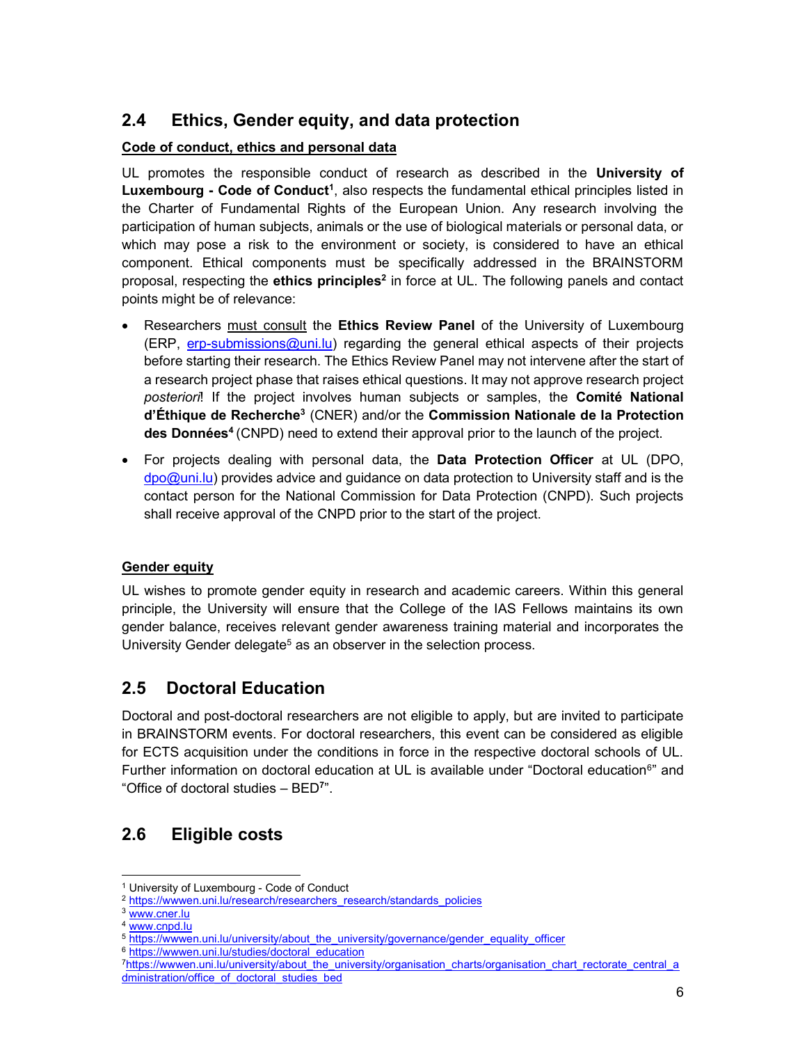## 2.4 Ethics, Gender equity, and data protection

**Code of conduct, ethics and personal data**

UL promotes the responsible conduct of research as described in the **University of Luxembourg - Code of Conduct**[1], also respects the fundamental ethical principles listed in the Charter of Fundamental Rights of the European Union. Any research involving the participation of human subjects, animals or the use of biological materials or personal data, or which may pose a risk to the environment or society, is considered to have an ethical component. Ethical components must be specifically addressed in the BRAINSTORM proposal, respecting the **ethics principles**[2] in force at UL. The following panels and contact points might be of relevance:

- Researchers must consult the **Ethics Review Panel** of the University of Luxembourg (ERP, erp-submissions@uni.lu) regarding the general ethical aspects of their projects before starting their research. The Ethics Review Panel may not intervene after the start of a research project phase that raises ethical questions. It may not approve research project *posteriori*! If the project involves human subjects or samples, the **Comité National d'Éthique de Recherche**[3] (CNER) and/or the **Commission Nationale de la Protection des Données**[4] (CNPD) need to extend their approval prior to the launch of the project.
- For projects dealing with personal data, the **Data Protection Officer** at UL (DPO, dpo@uni.lu) provides advice and guidance on data protection to University staff and is the contact person for the National Commission for Data Protection (CNPD). Such projects shall receive approval of the CNPD prior to the start of the project.

**Gender equity**

UL wishes to promote gender equity in research and academic careers. Within this general principle, the University will ensure that the College of the IAS Fellows maintains its own gender balance, receives relevant gender awareness training material and incorporates the University Gender delegate[5] as an observer in the selection process.

## 2.5 Doctoral Education

Doctoral and post-doctoral researchers are not eligible to apply, but are invited to participate in BRAINSTORM events. For doctoral researchers, this event can be considered as eligible for ECTS acquisition under the conditions in force in the respective doctoral schools of UL. Further information on doctoral education at UL is available under "Doctoral education[6]" and "Office of doctoral studies – BED[7]".

## 2.6 Eligible costs

---

[1] University of Luxembourg - Code of Conduct
[2] https://wwwen.uni.lu/research/researchers_research/standards_policies
[3] www.cner.lu
[4] www.cnpd.lu
[5] https://wwwen.uni.lu/university/about_the_university/governance/gender_equality_officer
[6] https://wwwen.uni.lu/studies/doctoral_education
[7] https://wwwen.uni.lu/university/about_the_university/organisation_charts/organisation_chart_rectorate_central_administration/office_of_doctoral_studies_bed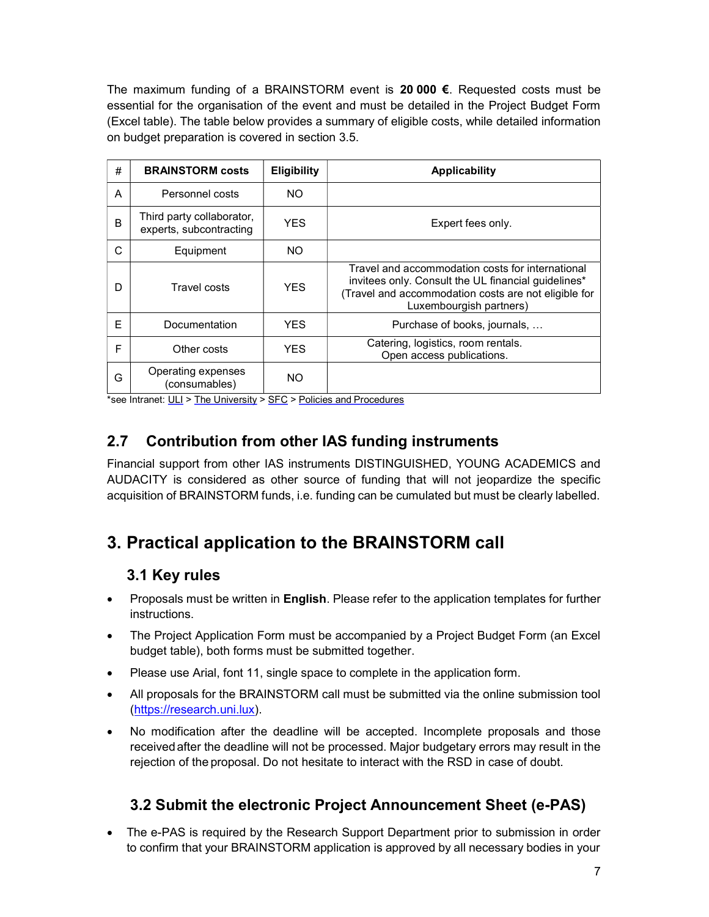The maximum funding of a BRAINSTORM event is **20 000 €**. Requested costs must be essential for the organisation of the event and must be detailed in the Project Budget Form (Excel table). The table below provides a summary of eligible costs, while detailed information on budget preparation is covered in section 3.5.

| # | BRAINSTORM costs | Eligibility | Applicability |
|---|---|---|---|
| A | Personnel costs | NO | |
| B | Third party collaborator, experts, subcontracting | YES | Expert fees only. |
| C | Equipment | NO | |
| D | Travel costs | YES | Travel and accommodation costs for international invitees only. Consult the UL financial guidelines* (Travel and accommodation costs are not eligible for Luxembourgish partners) |
| E | Documentation | YES | Purchase of books, journals, … |
| F | Other costs | YES | Catering, logistics, room rentals. Open access publications. |
| G | Operating expenses (consumables) | NO | |

*see Intranet: ULI > The University > SFC > Policies and Procedures

## 2.7 Contribution from other IAS funding instruments

Financial support from other IAS instruments DISTINGUISHED, YOUNG ACADEMICS and AUDACITY is considered as other source of funding that will not jeopardize the specific acquisition of BRAINSTORM funds, i.e. funding can be cumulated but must be clearly labelled.

# 3. Practical application to the BRAINSTORM call

## 3.1 Key rules

- Proposals must be written in **English**. Please refer to the application templates for further instructions.
- The Project Application Form must be accompanied by a Project Budget Form (an Excel budget table), both forms must be submitted together.
- Please use Arial, font 11, single space to complete in the application form.
- All proposals for the BRAINSTORM call must be submitted via the online submission tool (https://research.uni.lux).
- No modification after the deadline will be accepted. Incomplete proposals and those received after the deadline will not be processed. Major budgetary errors may result in the rejection of the proposal. Do not hesitate to interact with the RSD in case of doubt.

## 3.2 Submit the electronic Project Announcement Sheet (e-PAS)

- The e-PAS is required by the Research Support Department prior to submission in order to confirm that your BRAINSTORM application is approved by all necessary bodies in your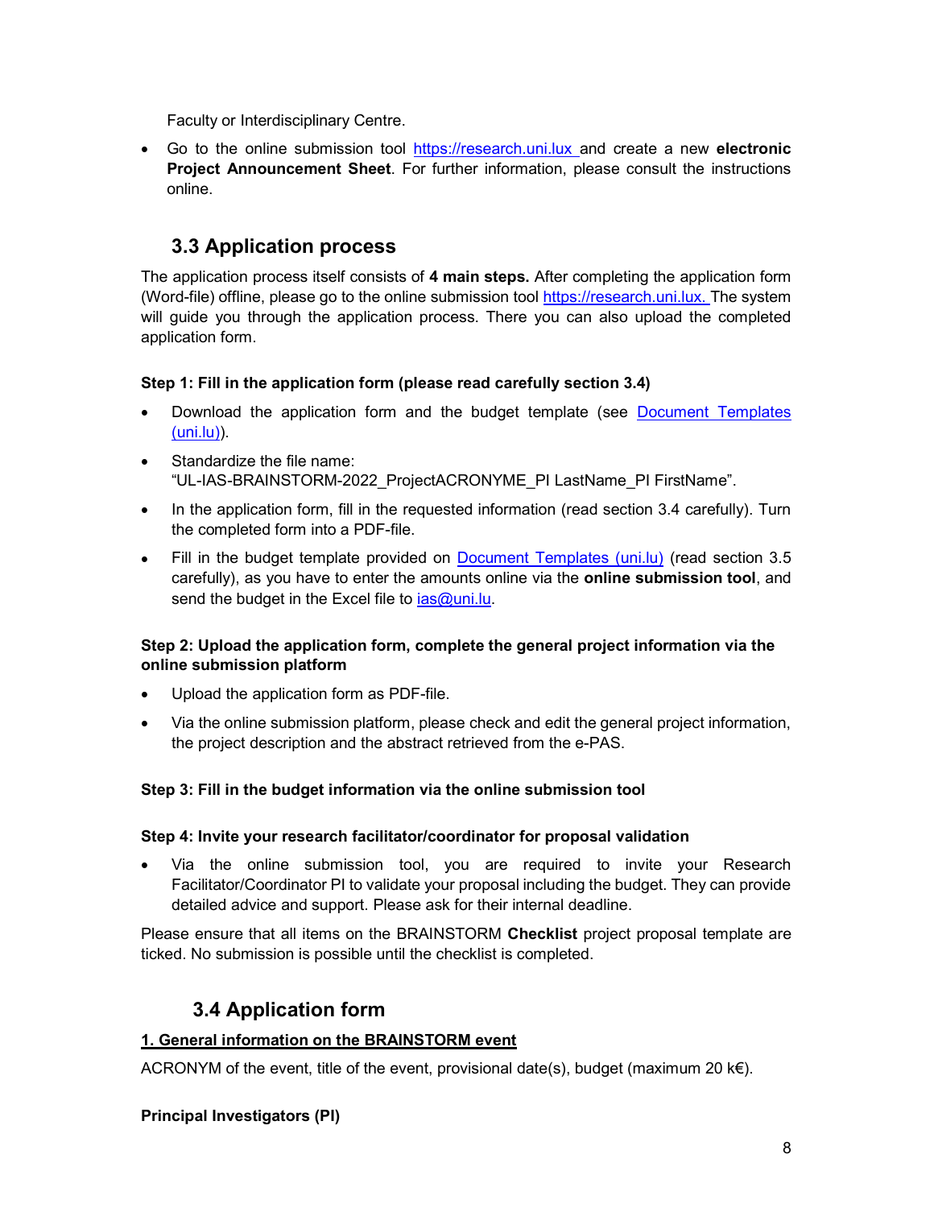Faculty or Interdisciplinary Centre.

- Go to the online submission tool https://research.uni.lux and create a new **electronic Project Announcement Sheet**. For further information, please consult the instructions online.

## 3.3 Application process

The application process itself consists of **4 main steps.** After completing the application form (Word-file) offline, please go to the online submission tool https://research.uni.lux. The system will guide you through the application process. There you can also upload the completed application form.

**Step 1: Fill in the application form (please read carefully section 3.4)**

- Download the application form and the budget template (see Document Templates (uni.lu)).
- Standardize the file name: "UL-IAS-BRAINSTORM-2022_ProjectACRONYME_PI LastName_PI FirstName".
- In the application form, fill in the requested information (read section 3.4 carefully). Turn the completed form into a PDF-file.
- Fill in the budget template provided on Document Templates (uni.lu) (read section 3.5 carefully), as you have to enter the amounts online via the **online submission tool**, and send the budget in the Excel file to ias@uni.lu.

**Step 2: Upload the application form, complete the general project information via the online submission platform**

- Upload the application form as PDF-file.
- Via the online submission platform, please check and edit the general project information, the project description and the abstract retrieved from the e-PAS.

**Step 3: Fill in the budget information via the online submission tool**

**Step 4: Invite your research facilitator/coordinator for proposal validation**

- Via the online submission tool, you are required to invite your Research Facilitator/Coordinator PI to validate your proposal including the budget. They can provide detailed advice and support. Please ask for their internal deadline.

Please ensure that all items on the BRAINSTORM **Checklist** project proposal template are ticked. No submission is possible until the checklist is completed.

## 3.4 Application form

**1. General information on the BRAINSTORM event**

ACRONYM of the event, title of the event, provisional date(s), budget (maximum 20 k€).

**Principal Investigators (PI)**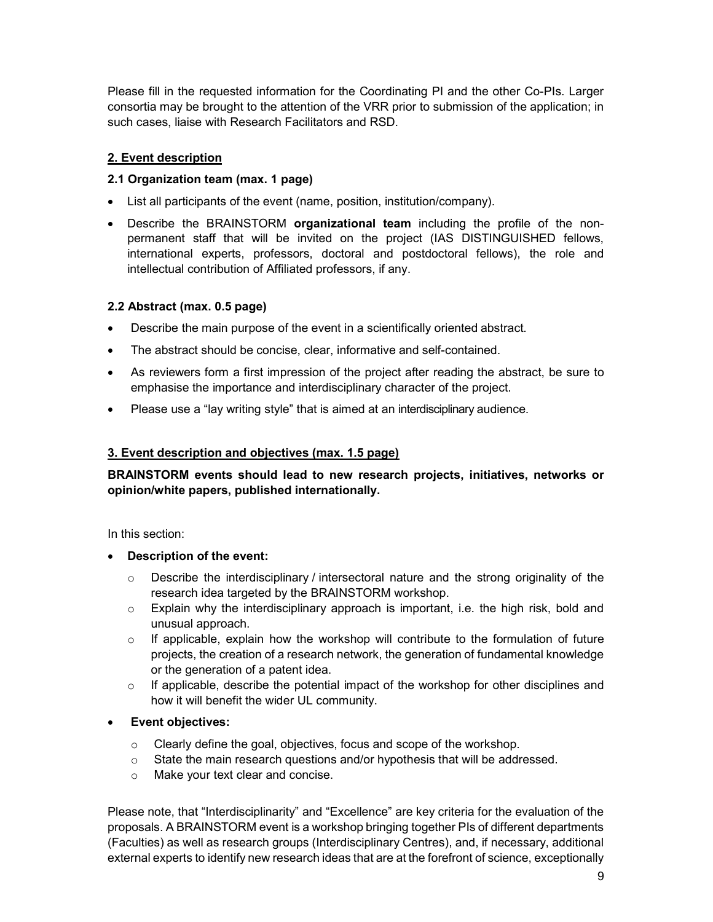Please fill in the requested information for the Coordinating PI and the other Co-PIs. Larger consortia may be brought to the attention of the VRR prior to submission of the application; in such cases, liaise with Research Facilitators and RSD.

## 2. Event description

### 2.1 Organization team (max. 1 page)

- List all participants of the event (name, position, institution/company).
- Describe the BRAINSTORM **organizational team** including the profile of the non-permanent staff that will be invited on the project (IAS DISTINGUISHED fellows, international experts, professors, doctoral and postdoctoral fellows), the role and intellectual contribution of Affiliated professors, if any.

### 2.2 Abstract (max. 0.5 page)

- Describe the main purpose of the event in a scientifically oriented abstract.
- The abstract should be concise, clear, informative and self-contained.
- As reviewers form a first impression of the project after reading the abstract, be sure to emphasise the importance and interdisciplinary character of the project.
- Please use a "lay writing style" that is aimed at an interdisciplinary audience.

## 3. Event description and objectives (max. 1.5 page)

**BRAINSTORM events should lead to new research projects, initiatives, networks or opinion/white papers, published internationally.**

In this section:

- **Description of the event:**
  - Describe the interdisciplinary / intersectoral nature and the strong originality of the research idea targeted by the BRAINSTORM workshop.
  - Explain why the interdisciplinary approach is important, i.e. the high risk, bold and unusual approach.
  - If applicable, explain how the workshop will contribute to the formulation of future projects, the creation of a research network, the generation of fundamental knowledge or the generation of a patent idea.
  - If applicable, describe the potential impact of the workshop for other disciplines and how it will benefit the wider UL community.
- **Event objectives:**
  - Clearly define the goal, objectives, focus and scope of the workshop.
  - State the main research questions and/or hypothesis that will be addressed.
  - Make your text clear and concise.

Please note, that "Interdisciplinarity" and "Excellence" are key criteria for the evaluation of the proposals. A BRAINSTORM event is a workshop bringing together PIs of different departments (Faculties) as well as research groups (Interdisciplinary Centres), and, if necessary, additional external experts to identify new research ideas that are at the forefront of science, exceptionally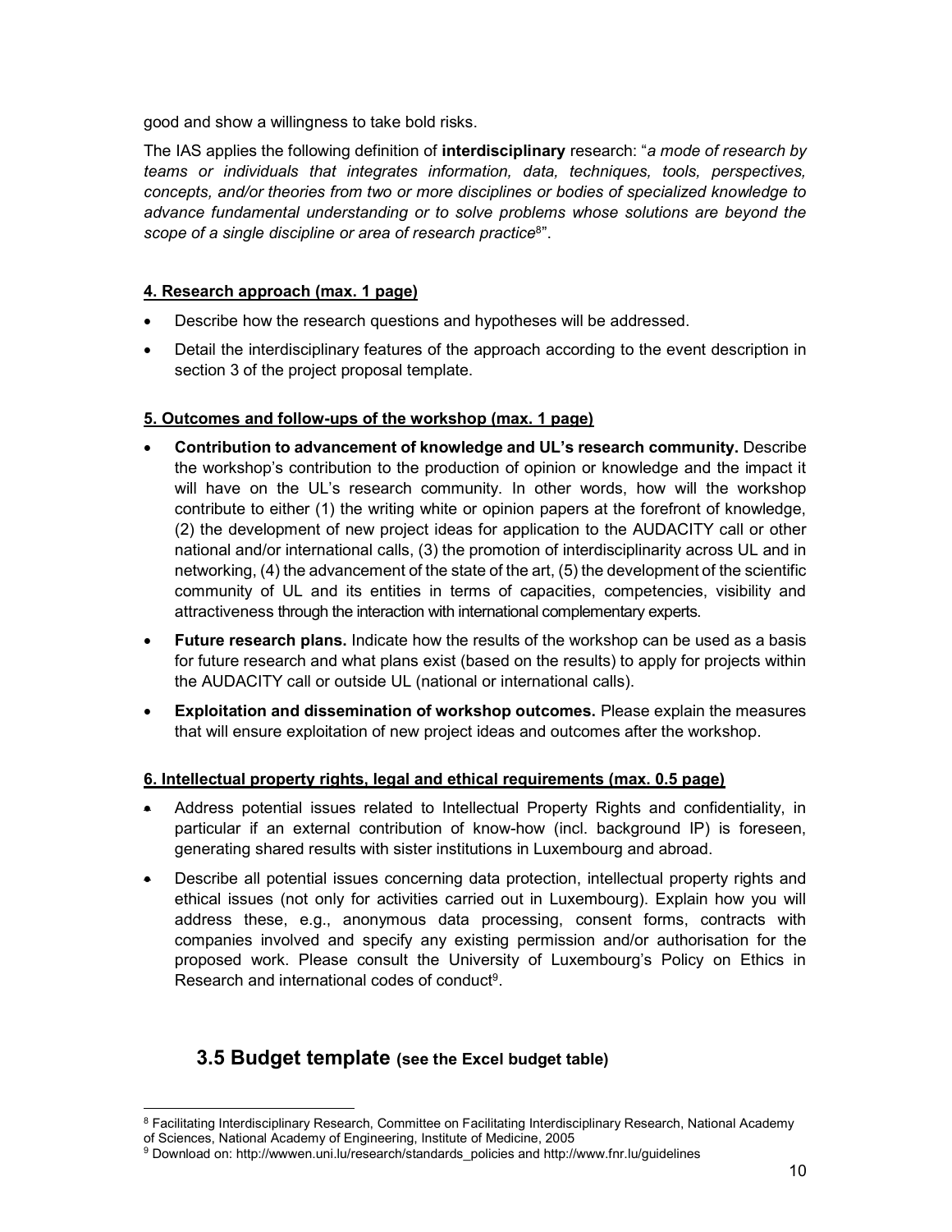good and show a willingness to take bold risks.

The IAS applies the following definition of **interdisciplinary** research: "*a mode of research by teams or individuals that integrates information, data, techniques, tools, perspectives, concepts, and/or theories from two or more disciplines or bodies of specialized knowledge to advance fundamental understanding or to solve problems whose solutions are beyond the scope of a single discipline or area of research practice*[8]".

**4. Research approach (max. 1 page)**

- Describe how the research questions and hypotheses will be addressed.
- Detail the interdisciplinary features of the approach according to the event description in section 3 of the project proposal template.

**5. Outcomes and follow-ups of the workshop (max. 1 page)**

- **Contribution to advancement of knowledge and UL's research community.** Describe the workshop's contribution to the production of opinion or knowledge and the impact it will have on the UL's research community. In other words, how will the workshop contribute to either (1) the writing white or opinion papers at the forefront of knowledge, (2) the development of new project ideas for application to the AUDACITY call or other national and/or international calls, (3) the promotion of interdisciplinarity across UL and in networking, (4) the advancement of the state of the art, (5) the development of the scientific community of UL and its entities in terms of capacities, competencies, visibility and attractiveness through the interaction with international complementary experts.
- **Future research plans.** Indicate how the results of the workshop can be used as a basis for future research and what plans exist (based on the results) to apply for projects within the AUDACITY call or outside UL (national or international calls).
- **Exploitation and dissemination of workshop outcomes.** Please explain the measures that will ensure exploitation of new project ideas and outcomes after the workshop.

**6. Intellectual property rights, legal and ethical requirements (max. 0.5 page)**

- Address potential issues related to Intellectual Property Rights and confidentiality, in particular if an external contribution of know-how (incl. background IP) is foreseen, generating shared results with sister institutions in Luxembourg and abroad.
- Describe all potential issues concerning data protection, intellectual property rights and ethical issues (not only for activities carried out in Luxembourg). Explain how you will address these, e.g., anonymous data processing, consent forms, contracts with companies involved and specify any existing permission and/or authorisation for the proposed work. Please consult the University of Luxembourg's Policy on Ethics in Research and international codes of conduct[9].

## 3.5 Budget template (see the Excel budget table)

---

[8] Facilitating Interdisciplinary Research, Committee on Facilitating Interdisciplinary Research, National Academy of Sciences, National Academy of Engineering, Institute of Medicine, 2005

[9] Download on: http://wwwen.uni.lu/research/standards_policies and http://www.fnr.lu/guidelines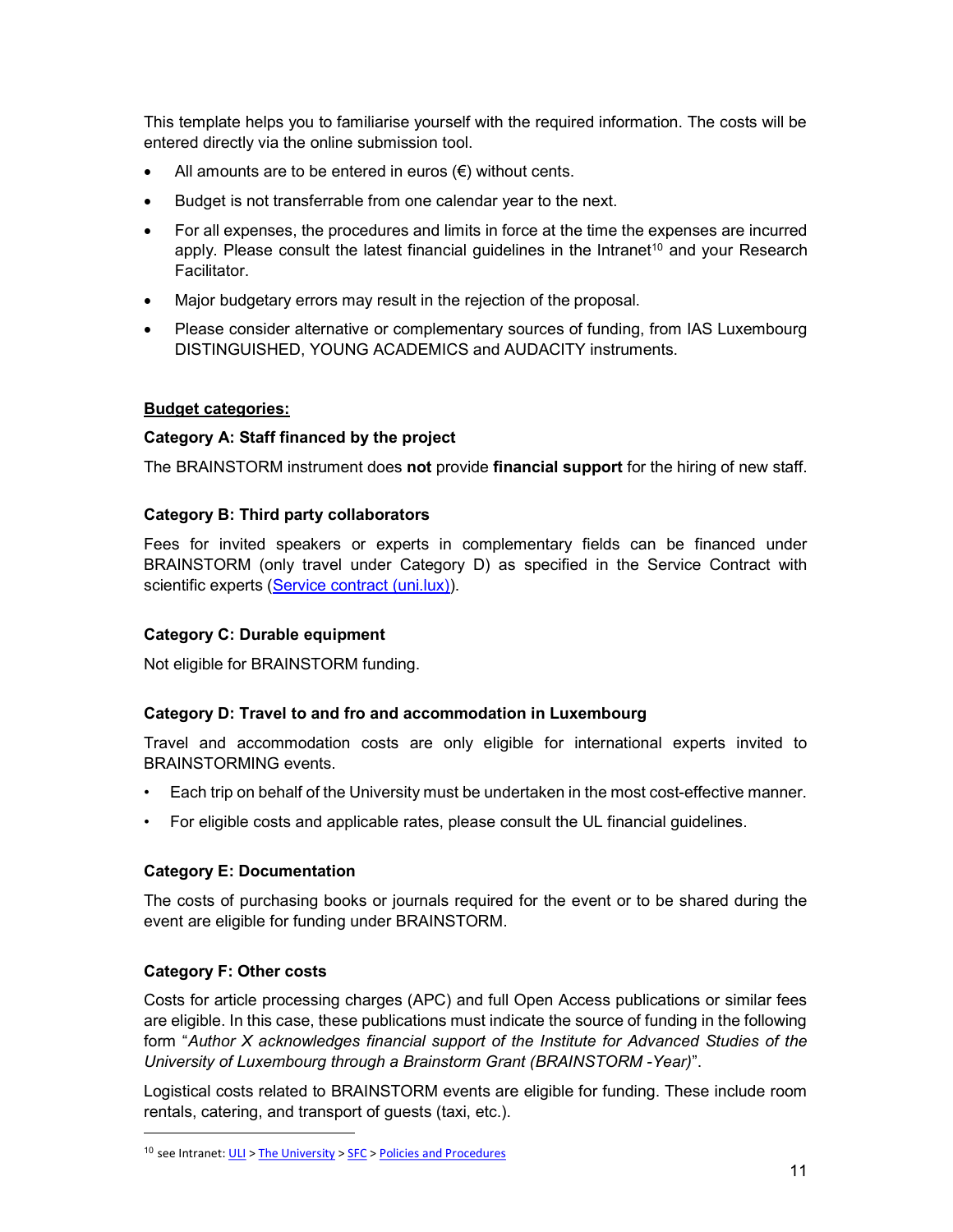This template helps you to familiarise yourself with the required information. The costs will be entered directly via the online submission tool.

- All amounts are to be entered in euros (€) without cents.
- Budget is not transferrable from one calendar year to the next.
- For all expenses, the procedures and limits in force at the time the expenses are incurred apply. Please consult the latest financial guidelines in the Intranet[10] and your Research Facilitator.
- Major budgetary errors may result in the rejection of the proposal.
- Please consider alternative or complementary sources of funding, from IAS Luxembourg DISTINGUISHED, YOUNG ACADEMICS and AUDACITY instruments.

**Budget categories:**

**Category A: Staff financed by the project**

The BRAINSTORM instrument does **not** provide **financial support** for the hiring of new staff.

**Category B: Third party collaborators**

Fees for invited speakers or experts in complementary fields can be financed under BRAINSTORM (only travel under Category D) as specified in the Service Contract with scientific experts (Service contract (uni.lux)).

**Category C: Durable equipment**

Not eligible for BRAINSTORM funding.

**Category D: Travel to and fro and accommodation in Luxembourg**

Travel and accommodation costs are only eligible for international experts invited to BRAINSTORMING events.

- Each trip on behalf of the University must be undertaken in the most cost-effective manner.
- For eligible costs and applicable rates, please consult the UL financial guidelines.

**Category E: Documentation**

The costs of purchasing books or journals required for the event or to be shared during the event are eligible for funding under BRAINSTORM.

**Category F: Other costs**

Costs for article processing charges (APC) and full Open Access publications or similar fees are eligible. In this case, these publications must indicate the source of funding in the following form "*Author X acknowledges financial support of the Institute for Advanced Studies of the University of Luxembourg through a Brainstorm Grant (BRAINSTORM -Year)*".

Logistical costs related to BRAINSTORM events are eligible for funding. These include room rentals, catering, and transport of guests (taxi, etc.).

[10] see Intranet: ULI > The University > SFC > Policies and Procedures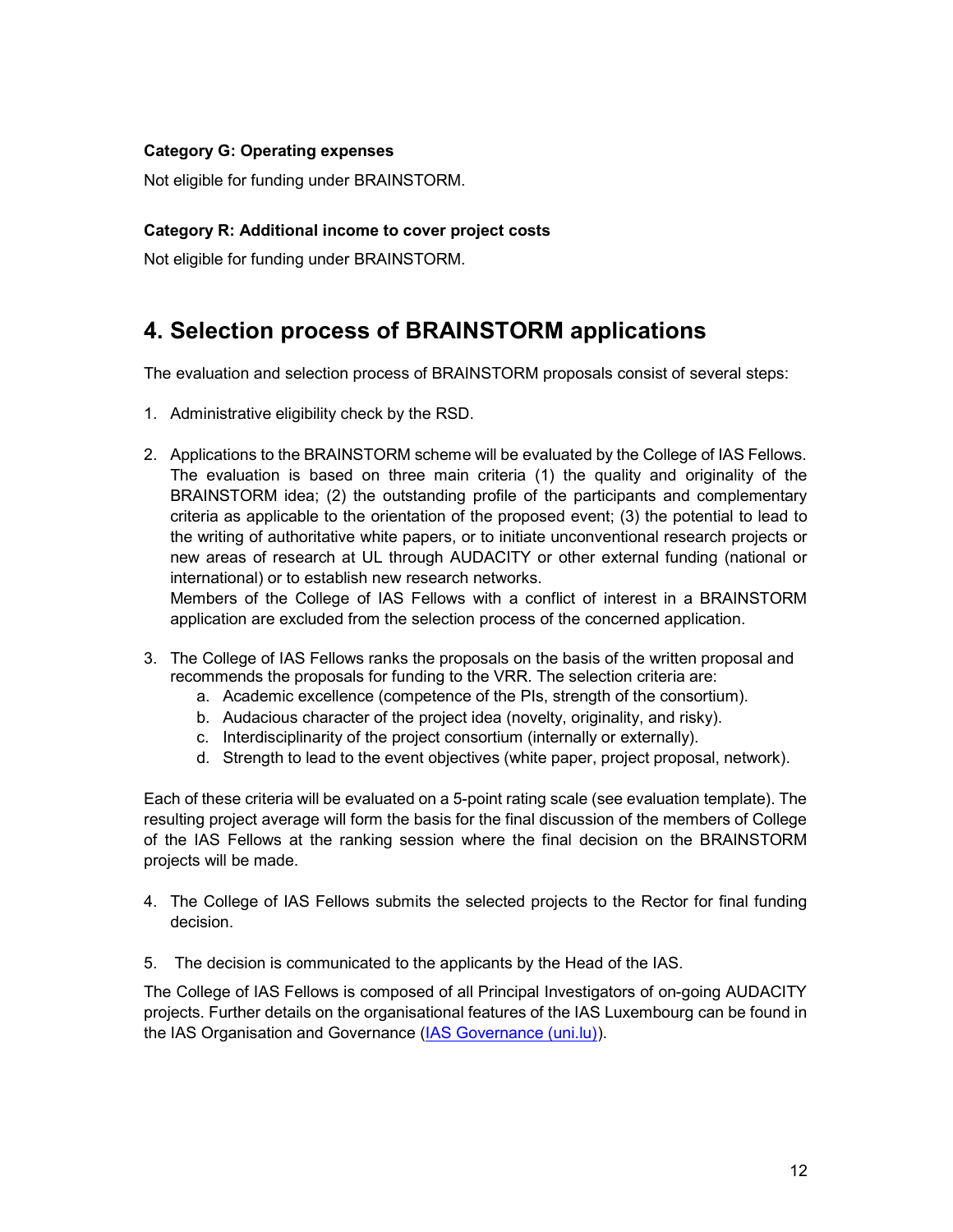### Category G: Operating expenses

Not eligible for funding under BRAINSTORM.

### Category R: Additional income to cover project costs

Not eligible for funding under BRAINSTORM.

# 4. Selection process of BRAINSTORM applications

The evaluation and selection process of BRAINSTORM proposals consist of several steps:

1. Administrative eligibility check by the RSD.

2. Applications to the BRAINSTORM scheme will be evaluated by the College of IAS Fellows. The evaluation is based on three main criteria (1) the quality and originality of the BRAINSTORM idea; (2) the outstanding profile of the participants and complementary criteria as applicable to the orientation of the proposed event; (3) the potential to lead to the writing of authoritative white papers, or to initiate unconventional research projects or new areas of research at UL through AUDACITY or other external funding (national or international) or to establish new research networks.
   Members of the College of IAS Fellows with a conflict of interest in a BRAINSTORM application are excluded from the selection process of the concerned application.

3. The College of IAS Fellows ranks the proposals on the basis of the written proposal and recommends the proposals for funding to the VRR. The selection criteria are:
   a. Academic excellence (competence of the PIs, strength of the consortium).
   b. Audacious character of the project idea (novelty, originality, and risky).
   c. Interdisciplinarity of the project consortium (internally or externally).
   d. Strength to lead to the event objectives (white paper, project proposal, network).

Each of these criteria will be evaluated on a 5-point rating scale (see evaluation template). The resulting project average will form the basis for the final discussion of the members of College of the IAS Fellows at the ranking session where the final decision on the BRAINSTORM projects will be made.

4. The College of IAS Fellows submits the selected projects to the Rector for final funding decision.

5. The decision is communicated to the applicants by the Head of the IAS.

The College of IAS Fellows is composed of all Principal Investigators of on-going AUDACITY projects. Further details on the organisational features of the IAS Luxembourg can be found in the IAS Organisation and Governance ([IAS Governance (uni.lu)]).